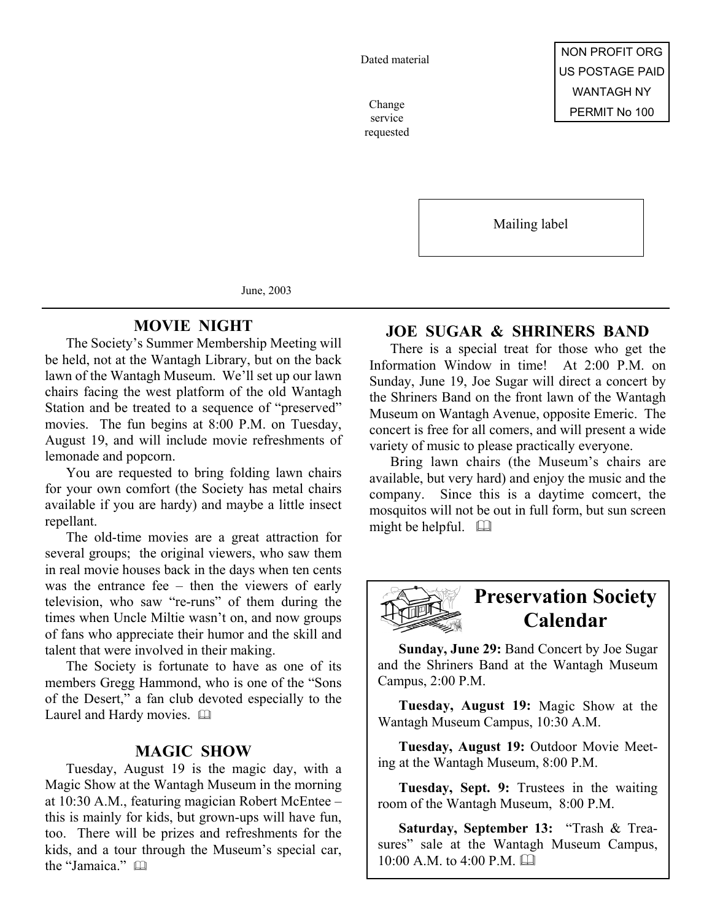Dated material

Change service requested

NON PROFIT ORG
US POSTAGE PAID
WANTAGH NY
PERMIT No 100

Mailing label

June, 2003

## MOVIE NIGHT

The Society's Summer Membership Meeting will be held, not at the Wantagh Library, but on the back lawn of the Wantagh Museum. We'll set up our lawn chairs facing the west platform of the old Wantagh Station and be treated to a sequence of "preserved" movies. The fun begins at 8:00 P.M. on Tuesday, August 19, and will include movie refreshments of lemonade and popcorn.

You are requested to bring folding lawn chairs for your own comfort (the Society has metal chairs available if you are hardy) and maybe a little insect repellant.

The old-time movies are a great attraction for several groups; the original viewers, who saw them in real movie houses back in the days when ten cents was the entrance fee – then the viewers of early television, who saw "re-runs" of them during the times when Uncle Miltie wasn't on, and now groups of fans who appreciate their humor and the skill and talent that were involved in their making.

The Society is fortunate to have as one of its members Gregg Hammond, who is one of the "Sons of the Desert," a fan club devoted especially to the Laurel and Hardy movies. 🕮

## MAGIC SHOW

Tuesday, August 19 is the magic day, with a Magic Show at the Wantagh Museum in the morning at 10:30 A.M., featuring magician Robert McEntee – this is mainly for kids, but grown-ups will have fun, too. There will be prizes and refreshments for the kids, and a tour through the Museum's special car, the "Jamaica." 🕮

## JOE SUGAR & SHRINERS BAND

There is a special treat for those who get the Information Window in time! At 2:00 P.M. on Sunday, June 19, Joe Sugar will direct a concert by the Shriners Band on the front lawn of the Wantagh Museum on Wantagh Avenue, opposite Emeric. The concert is free for all comers, and will present a wide variety of music to please practically everyone.

Bring lawn chairs (the Museum's chairs are available, but very hard) and enjoy the music and the company. Since this is a daytime comcert, the mosquitos will not be out in full form, but sun screen might be helpful. 🕮

## Preservation Society Calendar

**Sunday, June 29:** Band Concert by Joe Sugar and the Shriners Band at the Wantagh Museum Campus, 2:00 P.M.

**Tuesday, August 19:** Magic Show at the Wantagh Museum Campus, 10:30 A.M.

**Tuesday, August 19:** Outdoor Movie Meeting at the Wantagh Museum, 8:00 P.M.

**Tuesday, Sept. 9:** Trustees in the waiting room of the Wantagh Museum, 8:00 P.M.

**Saturday, September 13:** "Trash & Treasures" sale at the Wantagh Museum Campus, 10:00 A.M. to 4:00 P.M. 🕮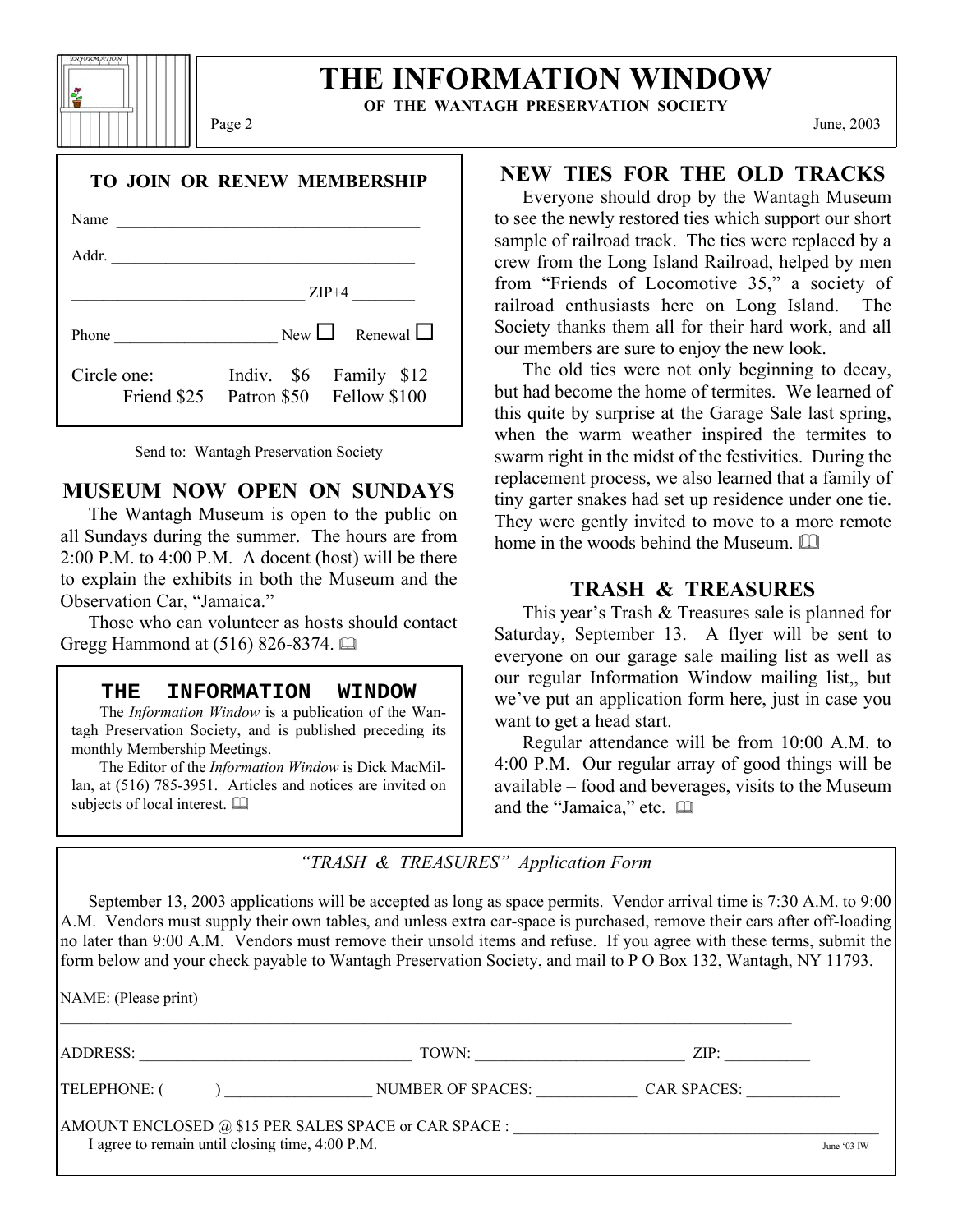# THE INFORMATION WINDOW

**OF THE WANTAGH PRESERVATION SOCIETY**

June, 2003

### TO JOIN OR RENEW MEMBERSHIP

Name \_\_\_\_\_\_\_\_\_\_\_\_\_\_\_\_\_\_\_\_\_\_\_\_\_\_\_\_\_\_\_\_\_\_\_\_\_\_

Addr. \_\_\_\_\_\_\_\_\_\_\_\_\_\_\_\_\_\_\_\_\_\_\_\_\_\_\_\_\_\_\_\_\_\_\_\_\_\_

\_\_\_\_\_\_\_\_\_\_\_\_\_\_\_\_\_\_\_\_\_\_\_\_\_\_\_\_\_\_ ZIP+4 \_\_\_\_\_\_\_\_

Phone \_\_\_\_\_\_\_\_\_\_\_\_\_\_\_\_\_\_\_\_ New ☐ Renewal ☐

Circle one: Indiv. $6 Family $12
Friend $25 Patron $50 Fellow $100

Send to: Wantagh Preservation Society

## MUSEUM NOW OPEN ON SUNDAYS

The Wantagh Museum is open to the public on all Sundays during the summer. The hours are from 2:00 P.M. to 4:00 P.M. A docent (host) will be there to explain the exhibits in both the Museum and the Observation Car, "Jamaica."

Those who can volunteer as hosts should contact Gregg Hammond at (516) 826-8374. 🕮

### THE INFORMATION WINDOW

The *Information Window* is a publication of the Wantagh Preservation Society, and is published preceding its monthly Membership Meetings.

The Editor of the *Information Window* is Dick MacMillan, at (516) 785-3951. Articles and notices are invited on subjects of local interest. 🕮

## NEW TIES FOR THE OLD TRACKS

Everyone should drop by the Wantagh Museum to see the newly restored ties which support our short sample of railroad track. The ties were replaced by a crew from the Long Island Railroad, helped by men from "Friends of Locomotive 35," a society of railroad enthusiasts here on Long Island. The Society thanks them all for their hard work, and all our members are sure to enjoy the new look.

The old ties were not only beginning to decay, but had become the home of termites. We learned of this quite by surprise at the Garage Sale last spring, when the warm weather inspired the termites to swarm right in the midst of the festivities. During the replacement process, we also learned that a family of tiny garter snakes had set up residence under one tie. They were gently invited to move to a more remote home in the woods behind the Museum. 🕮

## TRASH & TREASURES

This year's Trash & Treasures sale is planned for Saturday, September 13. A flyer will be sent to everyone on our garage sale mailing list as well as our regular Information Window mailing list,, but we've put an application form here, just in case you want to get a head start.

Regular attendance will be from 10:00 A.M. to 4:00 P.M. Our regular array of good things will be available – food and beverages, visits to the Museum and the "Jamaica," etc. 🕮

### *"TRASH & TREASURES" Application Form*

September 13, 2003 applications will be accepted as long as space permits. Vendor arrival time is 7:30 A.M. to 9:00 A.M. Vendors must supply their own tables, and unless extra car-space is purchased, remove their cars after off-loading no later than 9:00 A.M. Vendors must remove their unsold items and refuse. If you agree with these terms, submit the form below and your check payable to Wantagh Preservation Society, and mail to P O Box 132, Wantagh, NY 11793.

NAME: (Please print)

\_\_\_\_\_\_\_\_\_\_\_\_\_\_\_\_\_\_\_\_\_\_\_\_\_\_\_\_\_\_\_\_\_\_\_\_\_\_\_\_\_\_\_\_\_\_\_\_\_\_\_\_\_\_\_\_\_\_\_\_\_\_\_\_\_\_\_\_\_\_\_\_\_\_\_\_\_\_

ADDRESS: \_\_\_\_\_\_\_\_\_\_\_\_\_\_\_\_\_\_\_\_\_\_\_\_\_\_\_\_\_\_\_\_\_\_\_ TOWN: \_\_\_\_\_\_\_\_\_\_\_\_\_\_\_\_\_\_\_\_\_\_\_\_\_\_ ZIP: \_\_\_\_\_\_\_\_\_\_\_

TELEPHONE: ( ) \_\_\_\_\_\_\_\_\_\_\_\_\_\_\_\_\_\_\_ NUMBER OF SPACES: \_\_\_\_\_\_\_\_\_\_\_\_\_ CAR SPACES: \_\_\_\_\_\_\_\_\_\_\_\_

AMOUNT ENCLOSED @ $15 PER SALES SPACE or CAR SPACE : \_\_\_\_\_\_\_\_\_\_\_\_\_\_\_\_\_\_\_\_\_\_\_\_\_\_\_\_\_\_\_\_\_\_\_\_\_\_\_\_\_\_\_\_\_\_

I agree to remain until closing time, 4:00 P.M.

June '03 IW